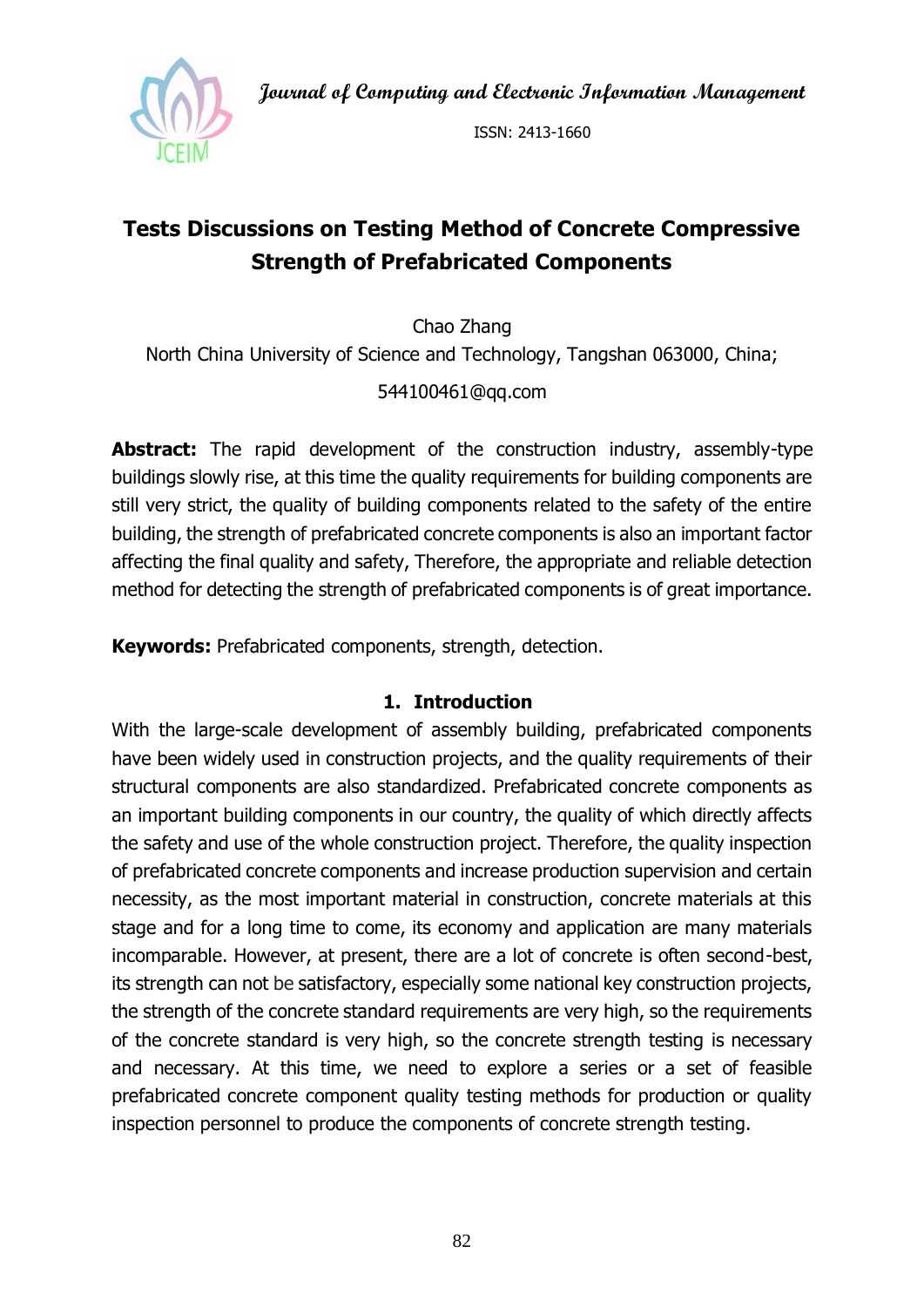# Tests Discussions on Testing Method of Concrete Compressive Strength of Prefabricated Components

Chao Zhang

North China University of Science and Technology, Tangshan 063000, China;

544100461@qq.com

**Abstract:** The rapid development of the construction industry, assembly-type buildings slowly rise, at this time the quality requirements for building components are still very strict, the quality of building components related to the safety of the entire building, the strength of prefabricated concrete components is also an important factor affecting the final quality and safety, Therefore, the appropriate and reliable detection method for detecting the strength of prefabricated components is of great importance.

**Keywords:** Prefabricated components, strength, detection.

## 1. Introduction

With the large-scale development of assembly building, prefabricated components have been widely used in construction projects, and the quality requirements of their structural components are also standardized. Prefabricated concrete components as an important building components in our country, the quality of which directly affects the safety and use of the whole construction project. Therefore, the quality inspection of prefabricated concrete components and increase production supervision and certain necessity, as the most important material in construction, concrete materials at this stage and for a long time to come, its economy and application are many materials incomparable. However, at present, there are a lot of concrete is often second-best, its strength can not be satisfactory, especially some national key construction projects, the strength of the concrete standard requirements are very high, so the requirements of the concrete standard is very high, so the concrete strength testing is necessary and necessary. At this time, we need to explore a series or a set of feasible prefabricated concrete component quality testing methods for production or quality inspection personnel to produce the components of concrete strength testing.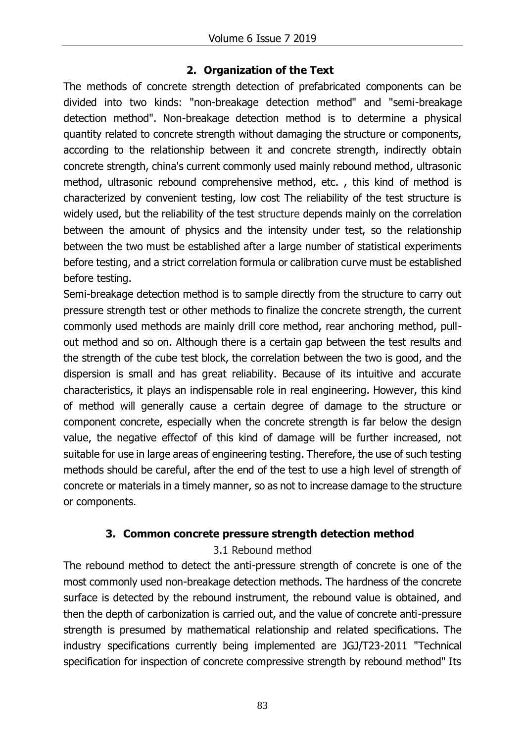## 2. Organization of the Text

The methods of concrete strength detection of prefabricated components can be divided into two kinds: "non-breakage detection method" and "semi-breakage detection method". Non-breakage detection method is to determine a physical quantity related to concrete strength without damaging the structure or components, according to the relationship between it and concrete strength, indirectly obtain concrete strength, china's current commonly used mainly rebound method, ultrasonic method, ultrasonic rebound comprehensive method, etc. , this kind of method is characterized by convenient testing, low cost The reliability of the test structure is widely used, but the reliability of the test structure depends mainly on the correlation between the amount of physics and the intensity under test, so the relationship between the two must be established after a large number of statistical experiments before testing, and a strict correlation formula or calibration curve must be established before testing.

Semi-breakage detection method is to sample directly from the structure to carry out pressure strength test or other methods to finalize the concrete strength, the current commonly used methods are mainly drill core method, rear anchoring method, pull-out method and so on. Although there is a certain gap between the test results and the strength of the cube test block, the correlation between the two is good, and the dispersion is small and has great reliability. Because of its intuitive and accurate characteristics, it plays an indispensable role in real engineering. However, this kind of method will generally cause a certain degree of damage to the structure or component concrete, especially when the concrete strength is far below the design value, the negative effectof of this kind of damage will be further increased, not suitable for use in large areas of engineering testing. Therefore, the use of such testing methods should be careful, after the end of the test to use a high level of strength of concrete or materials in a timely manner, so as not to increase damage to the structure or components.

## 3. Common concrete pressure strength detection method

### 3.1 Rebound method

The rebound method to detect the anti-pressure strength of concrete is one of the most commonly used non-breakage detection methods. The hardness of the concrete surface is detected by the rebound instrument, the rebound value is obtained, and then the depth of carbonization is carried out, and the value of concrete anti-pressure strength is presumed by mathematical relationship and related specifications. The industry specifications currently being implemented are JGJ/T23-2011 "Technical specification for inspection of concrete compressive strength by rebound method" Its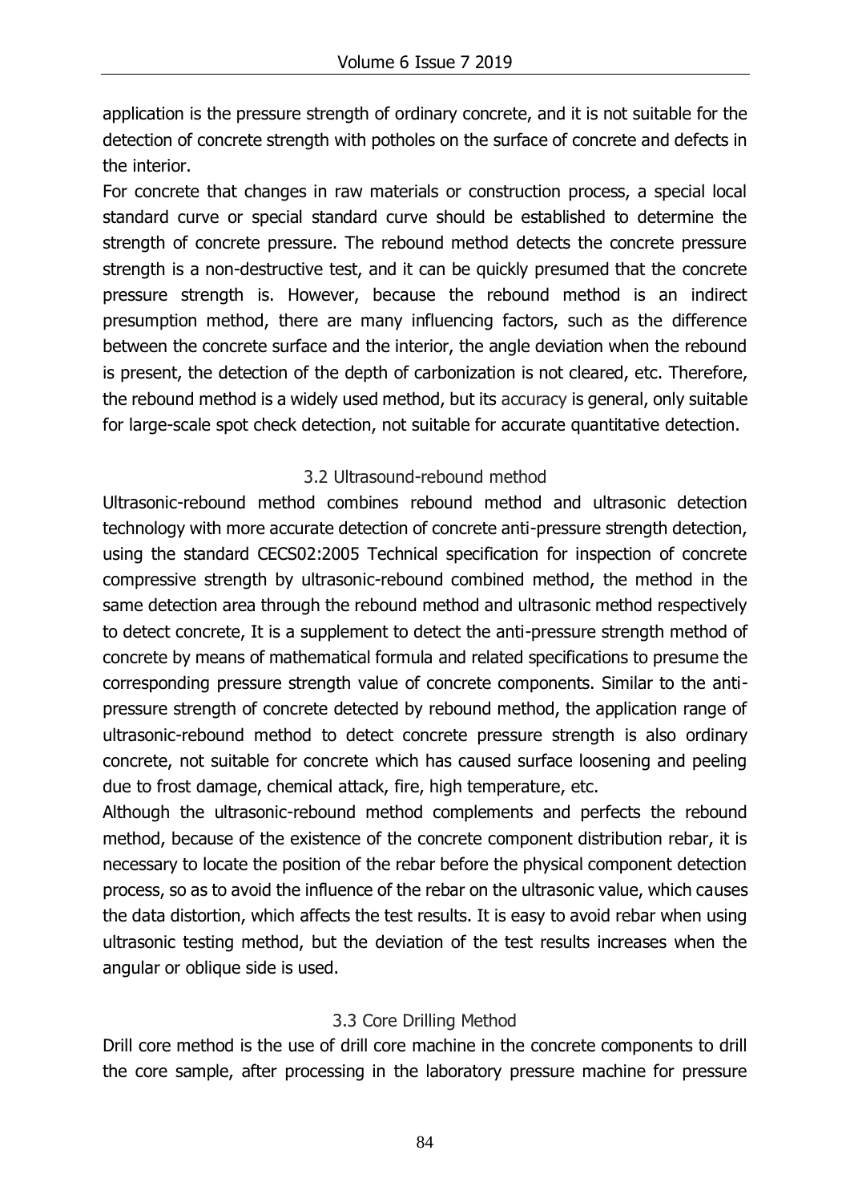application is the pressure strength of ordinary concrete, and it is not suitable for the detection of concrete strength with potholes on the surface of concrete and defects in the interior.

For concrete that changes in raw materials or construction process, a special local standard curve or special standard curve should be established to determine the strength of concrete pressure. The rebound method detects the concrete pressure strength is a non-destructive test, and it can be quickly presumed that the concrete pressure strength is. However, because the rebound method is an indirect presumption method, there are many influencing factors, such as the difference between the concrete surface and the interior, the angle deviation when the rebound is present, the detection of the depth of carbonization is not cleared, etc. Therefore, the rebound method is a widely used method, but its accuracy is general, only suitable for large-scale spot check detection, not suitable for accurate quantitative detection.

### 3.2 Ultrasound-rebound method

Ultrasonic-rebound method combines rebound method and ultrasonic detection technology with more accurate detection of concrete anti-pressure strength detection, using the standard CECS02:2005 Technical specification for inspection of concrete compressive strength by ultrasonic-rebound combined method, the method in the same detection area through the rebound method and ultrasonic method respectively to detect concrete, It is a supplement to detect the anti-pressure strength method of concrete by means of mathematical formula and related specifications to presume the corresponding pressure strength value of concrete components. Similar to the anti-pressure strength of concrete detected by rebound method, the application range of ultrasonic-rebound method to detect concrete pressure strength is also ordinary concrete, not suitable for concrete which has caused surface loosening and peeling due to frost damage, chemical attack, fire, high temperature, etc.

Although the ultrasonic-rebound method complements and perfects the rebound method, because of the existence of the concrete component distribution rebar, it is necessary to locate the position of the rebar before the physical component detection process, so as to avoid the influence of the rebar on the ultrasonic value, which causes the data distortion, which affects the test results. It is easy to avoid rebar when using ultrasonic testing method, but the deviation of the test results increases when the angular or oblique side is used.

### 3.3 Core Drilling Method

Drill core method is the use of drill core machine in the concrete components to drill the core sample, after processing in the laboratory pressure machine for pressure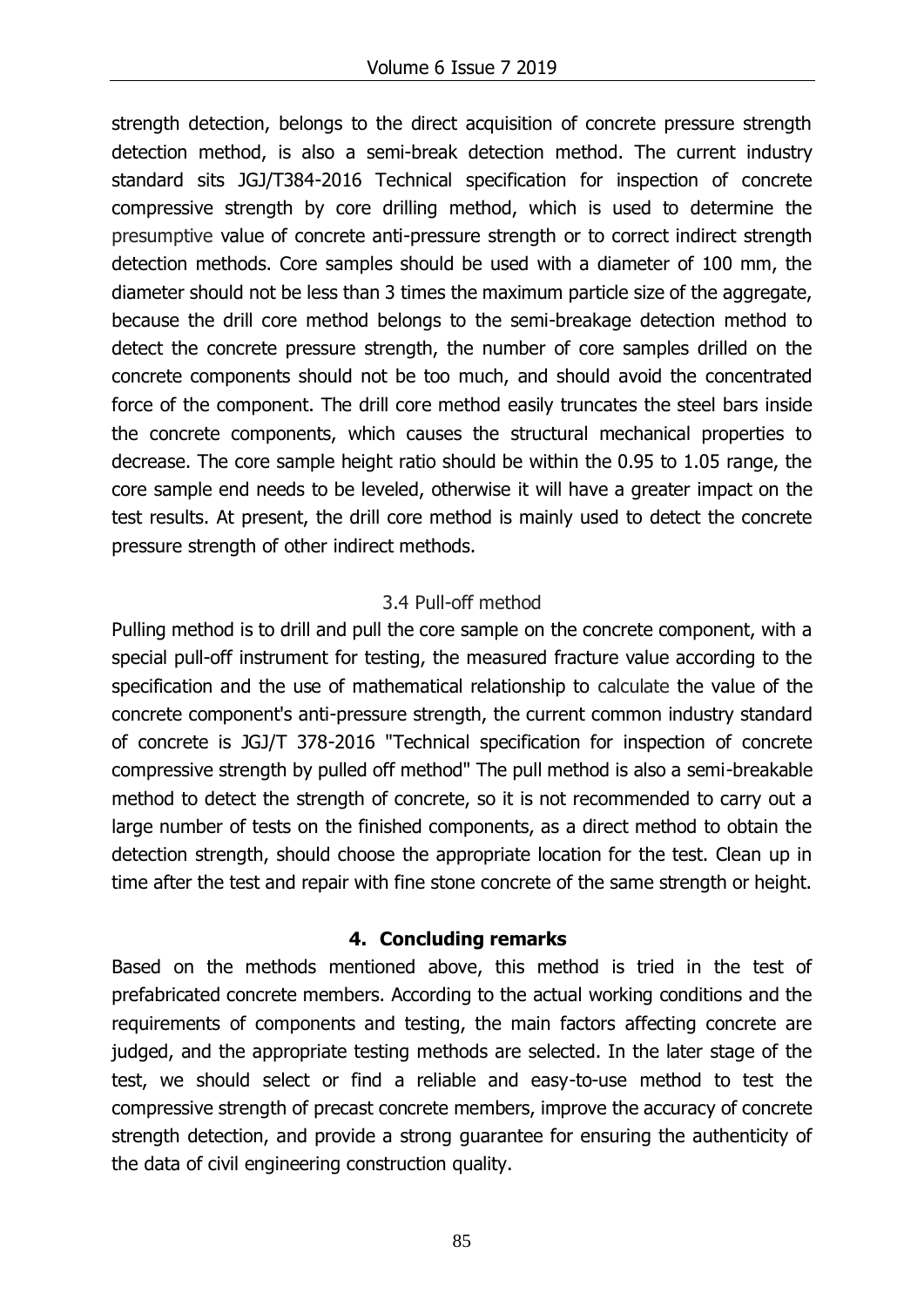strength detection, belongs to the direct acquisition of concrete pressure strength detection method, is also a semi-break detection method. The current industry standard sits JGJ/T384-2016 Technical specification for inspection of concrete compressive strength by core drilling method, which is used to determine the presumptive value of concrete anti-pressure strength or to correct indirect strength detection methods. Core samples should be used with a diameter of 100 mm, the diameter should not be less than 3 times the maximum particle size of the aggregate, because the drill core method belongs to the semi-breakage detection method to detect the concrete pressure strength, the number of core samples drilled on the concrete components should not be too much, and should avoid the concentrated force of the component. The drill core method easily truncates the steel bars inside the concrete components, which causes the structural mechanical properties to decrease. The core sample height ratio should be within the 0.95 to 1.05 range, the core sample end needs to be leveled, otherwise it will have a greater impact on the test results. At present, the drill core method is mainly used to detect the concrete pressure strength of other indirect methods.

### 3.4 Pull-off method

Pulling method is to drill and pull the core sample on the concrete component, with a special pull-off instrument for testing, the measured fracture value according to the specification and the use of mathematical relationship to calculate the value of the concrete component's anti-pressure strength, the current common industry standard of concrete is JGJ/T 378-2016 "Technical specification for inspection of concrete compressive strength by pulled off method" The pull method is also a semi-breakable method to detect the strength of concrete, so it is not recommended to carry out a large number of tests on the finished components, as a direct method to obtain the detection strength, should choose the appropriate location for the test. Clean up in time after the test and repair with fine stone concrete of the same strength or height.

## 4. Concluding remarks

Based on the methods mentioned above, this method is tried in the test of prefabricated concrete members. According to the actual working conditions and the requirements of components and testing, the main factors affecting concrete are judged, and the appropriate testing methods are selected. In the later stage of the test, we should select or find a reliable and easy-to-use method to test the compressive strength of precast concrete members, improve the accuracy of concrete strength detection, and provide a strong guarantee for ensuring the authenticity of the data of civil engineering construction quality.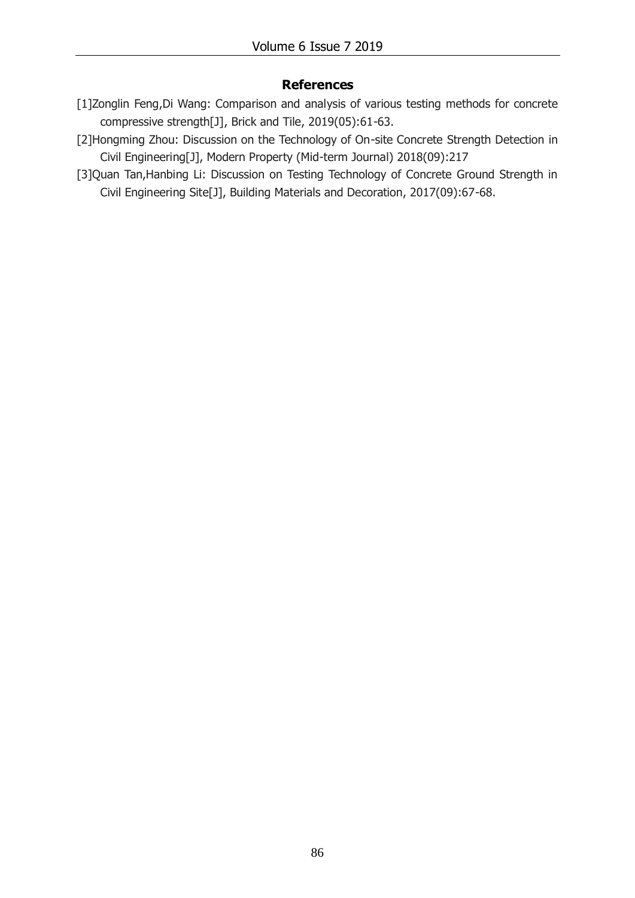## References

[1]Zonglin Feng,Di Wang: Comparison and analysis of various testing methods for concrete compressive strength[J], Brick and Tile, 2019(05):61-63.

[2]Hongming Zhou: Discussion on the Technology of On-site Concrete Strength Detection in Civil Engineering[J], Modern Property (Mid-term Journal) 2018(09):217

[3]Quan Tan,Hanbing Li: Discussion on Testing Technology of Concrete Ground Strength in Civil Engineering Site[J], Building Materials and Decoration, 2017(09):67-68.